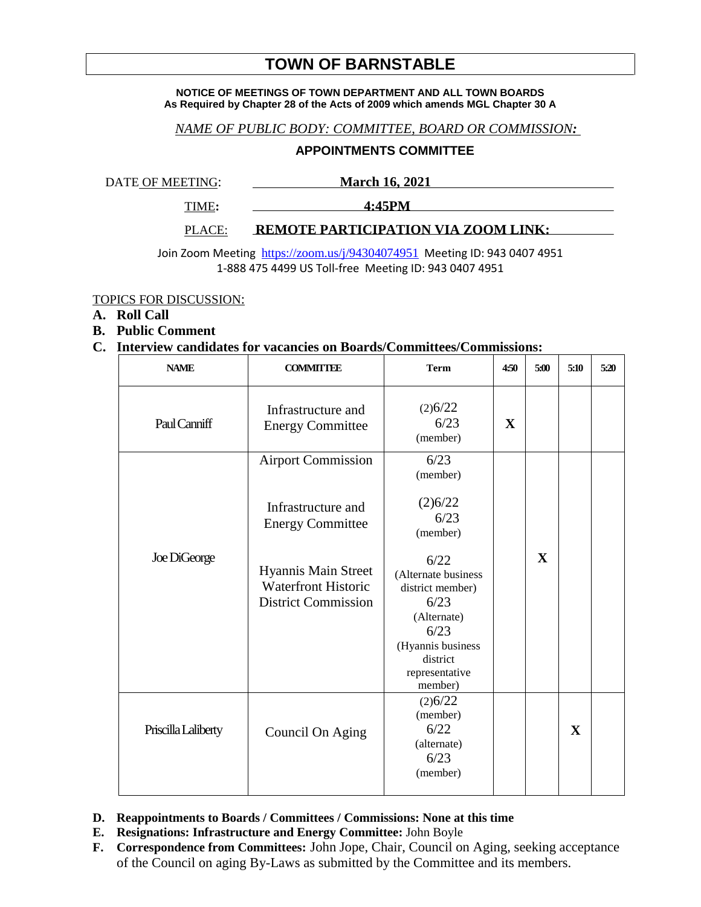# TOWN OF BARNSTABLE

**NOTICE OF MEETINGS OF TOWN DEPARTMENT AND ALL TOWN BOARDS**
**As Required by Chapter 28 of the Acts of 2009 which amends MGL Chapter 30 A**

*NAME OF PUBLIC BODY: COMMITTEE, BOARD OR COMMISSION:*

**APPOINTMENTS COMMITTEE**

DATE OF MEETING: **March 16, 2021**

TIME: **4:45PM**

PLACE: **REMOTE PARTICIPATION VIA ZOOM LINK:**

Join Zoom Meeting https://zoom.us/j/94304074951 Meeting ID: 943 0407 4951
1-888 475 4499 US Toll-free Meeting ID: 943 0407 4951

TOPICS FOR DISCUSSION:

**A. Roll Call**

**B. Public Comment**

**C. Interview candidates for vacancies on Boards/Committees/Commissions:**

| NAME | COMMITTEE | Term | 4:50 | 5:00 | 5:10 | 5:20 |
|---|---|---|---|---|---|---|
| Paul Canniff | Infrastructure and Energy Committee | (2)6/22<br>6/23<br>(member) | X | | | |
| Joe DiGeorge | Airport Commission<br><br>Infrastructure and Energy Committee<br><br>Hyannis Main Street Waterfront Historic District Commission | 6/23<br>(member)<br><br>(2)6/22<br>6/23<br>(member)<br><br>6/22<br>(Alternate business district member)<br>6/23<br>(Alternate)<br>6/23<br>(Hyannis business district representative member) | | X | | |
| Priscilla Laliberty | Council On Aging | (2)6/22<br>(member)<br>6/22<br>(alternate)<br>6/23<br>(member) | | | X | |

**D. Reappointments to Boards / Committees / Commissions: None at this time**

**E. Resignations: Infrastructure and Energy Committee:** John Boyle

**F. Correspondence from Committees:** John Jope, Chair, Council on Aging, seeking acceptance of the Council on aging By-Laws as submitted by the Committee and its members.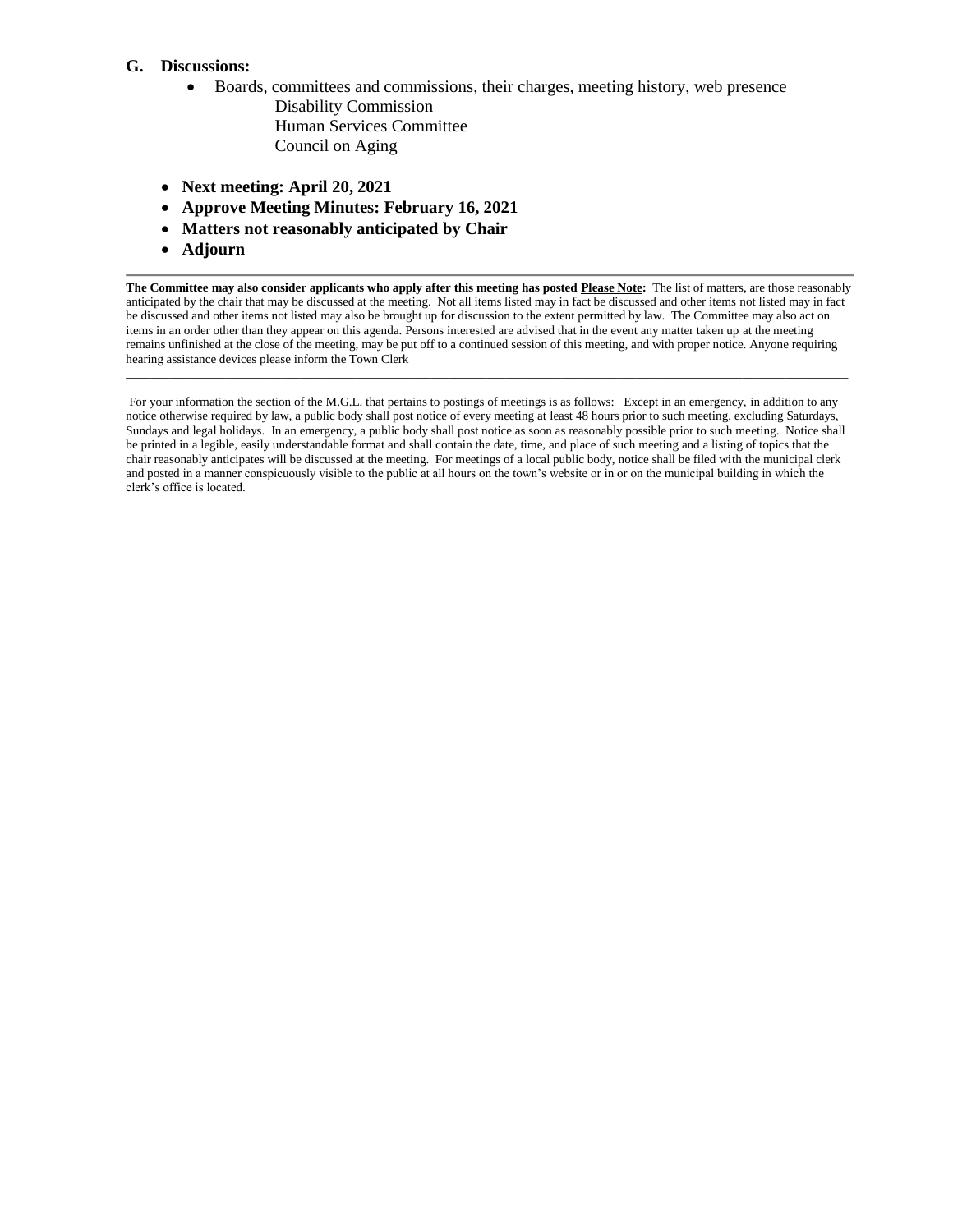**G. Discussions:**

- Boards, committees and commissions, their charges, meeting history, web presence
  - Disability Commission
  - Human Services Committee
  - Council on Aging

- **Next meeting: April 20, 2021**
- **Approve Meeting Minutes: February 16, 2021**
- **Matters not reasonably anticipated by Chair**
- **Adjourn**

---

**The Committee may also consider applicants who apply after this meeting has posted** **Please Note:** The list of matters, are those reasonably anticipated by the chair that may be discussed at the meeting. Not all items listed may in fact be discussed and other items not listed may in fact be discussed and other items not listed may also be brought up for discussion to the extent permitted by law. The Committee may also act on items in an order other than they appear on this agenda. Persons interested are advised that in the event any matter taken up at the meeting remains unfinished at the close of the meeting, may be put off to a continued session of this meeting, and with proper notice. Anyone requiring hearing assistance devices please inform the Town Clerk

---

For your information the section of the M.G.L. that pertains to postings of meetings is as follows: Except in an emergency, in addition to any notice otherwise required by law, a public body shall post notice of every meeting at least 48 hours prior to such meeting, excluding Saturdays, Sundays and legal holidays. In an emergency, a public body shall post notice as soon as reasonably possible prior to such meeting. Notice shall be printed in a legible, easily understandable format and shall contain the date, time, and place of such meeting and a listing of topics that the chair reasonably anticipates will be discussed at the meeting. For meetings of a local public body, notice shall be filed with the municipal clerk and posted in a manner conspicuously visible to the public at all hours on the town's website or in or on the municipal building in which the clerk's office is located.